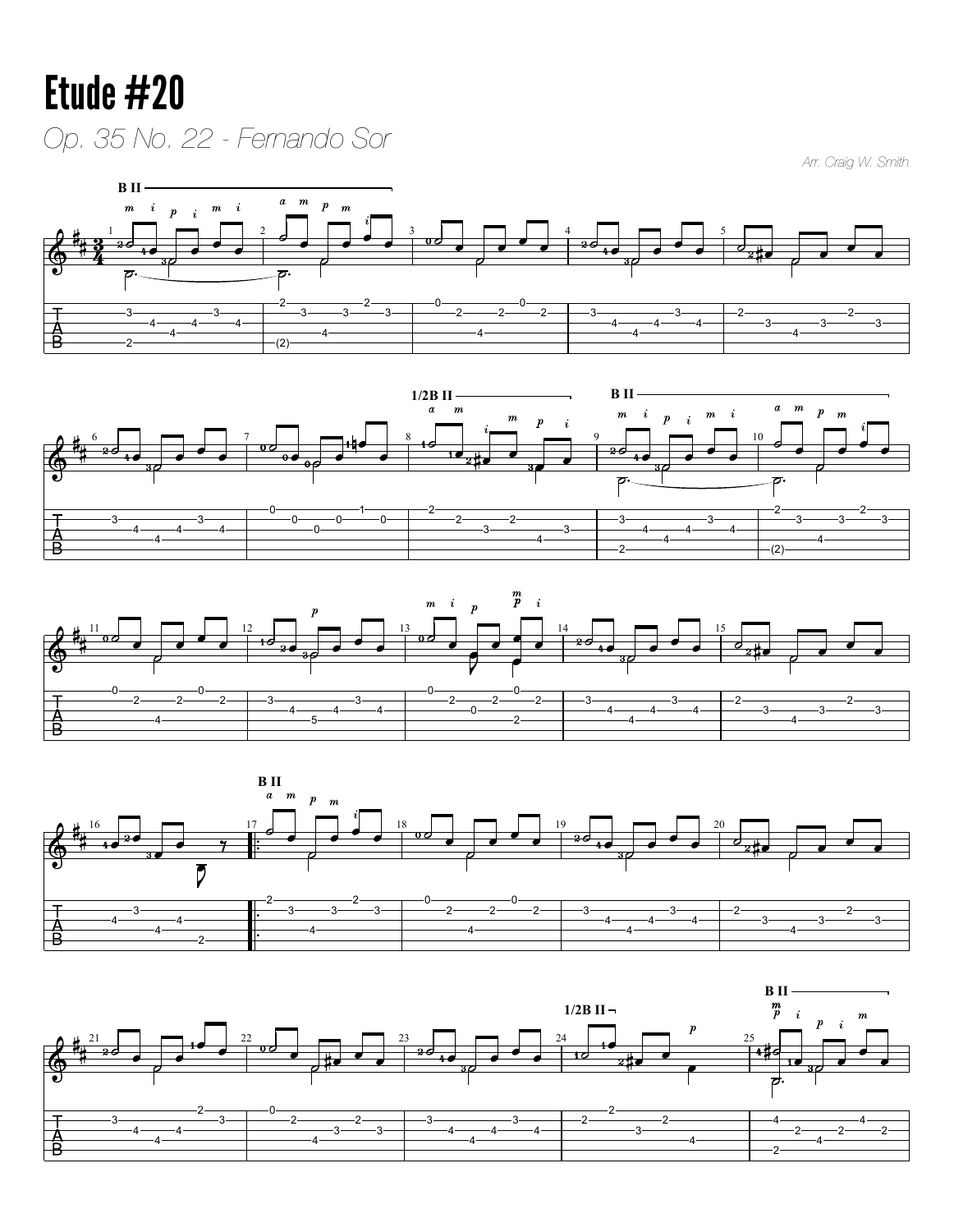# Etude #20

*Op. 35 No. 22 - Fernando Sor*

*Arr. Craig W. Smith*